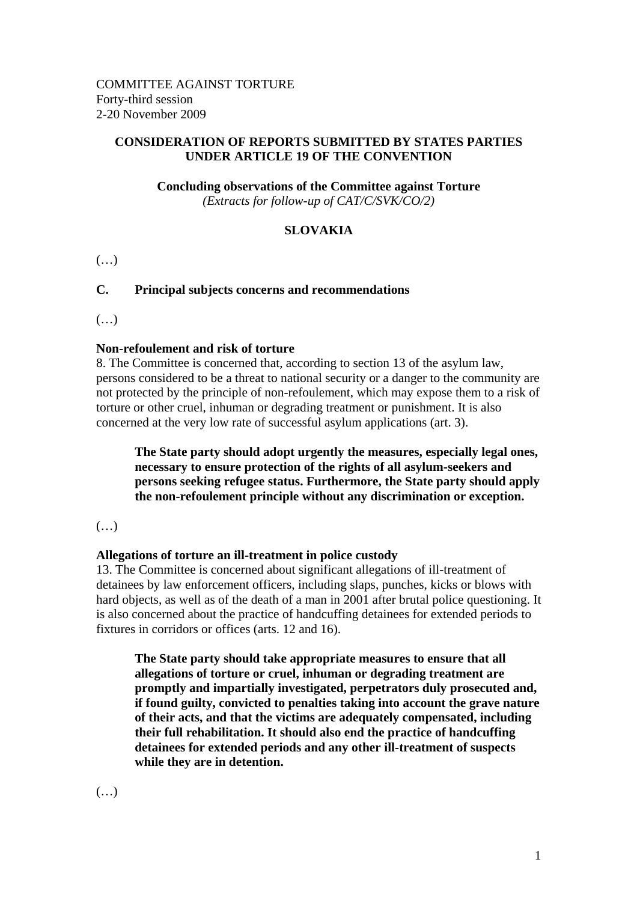COMMITTEE AGAINST TORTURE
Forty-third session
2-20 November 2009

## CONSIDERATION OF REPORTS SUBMITTED BY STATES PARTIES UNDER ARTICLE 19 OF THE CONVENTION

**Concluding observations of the Committee against Torture**
*(Extracts for follow-up of CAT/C/SVK/CO/2)*

## SLOVAKIA

(…)

### C. Principal subjects concerns and recommendations

(…)

**Non-refoulement and risk of torture**

8. The Committee is concerned that, according to section 13 of the asylum law, persons considered to be a threat to national security or a danger to the community are not protected by the principle of non-refoulement, which may expose them to a risk of torture or other cruel, inhuman or degrading treatment or punishment. It is also concerned at the very low rate of successful asylum applications (art. 3).

> **The State party should adopt urgently the measures, especially legal ones, necessary to ensure protection of the rights of all asylum-seekers and persons seeking refugee status. Furthermore, the State party should apply the non-refoulement principle without any discrimination or exception.**

(…)

**Allegations of torture an ill-treatment in police custody**

13. The Committee is concerned about significant allegations of ill-treatment of detainees by law enforcement officers, including slaps, punches, kicks or blows with hard objects, as well as of the death of a man in 2001 after brutal police questioning. It is also concerned about the practice of handcuffing detainees for extended periods to fixtures in corridors or offices (arts. 12 and 16).

> **The State party should take appropriate measures to ensure that all allegations of torture or cruel, inhuman or degrading treatment are promptly and impartially investigated, perpetrators duly prosecuted and, if found guilty, convicted to penalties taking into account the grave nature of their acts, and that the victims are adequately compensated, including their full rehabilitation. It should also end the practice of handcuffing detainees for extended periods and any other ill-treatment of suspects while they are in detention.**

(…)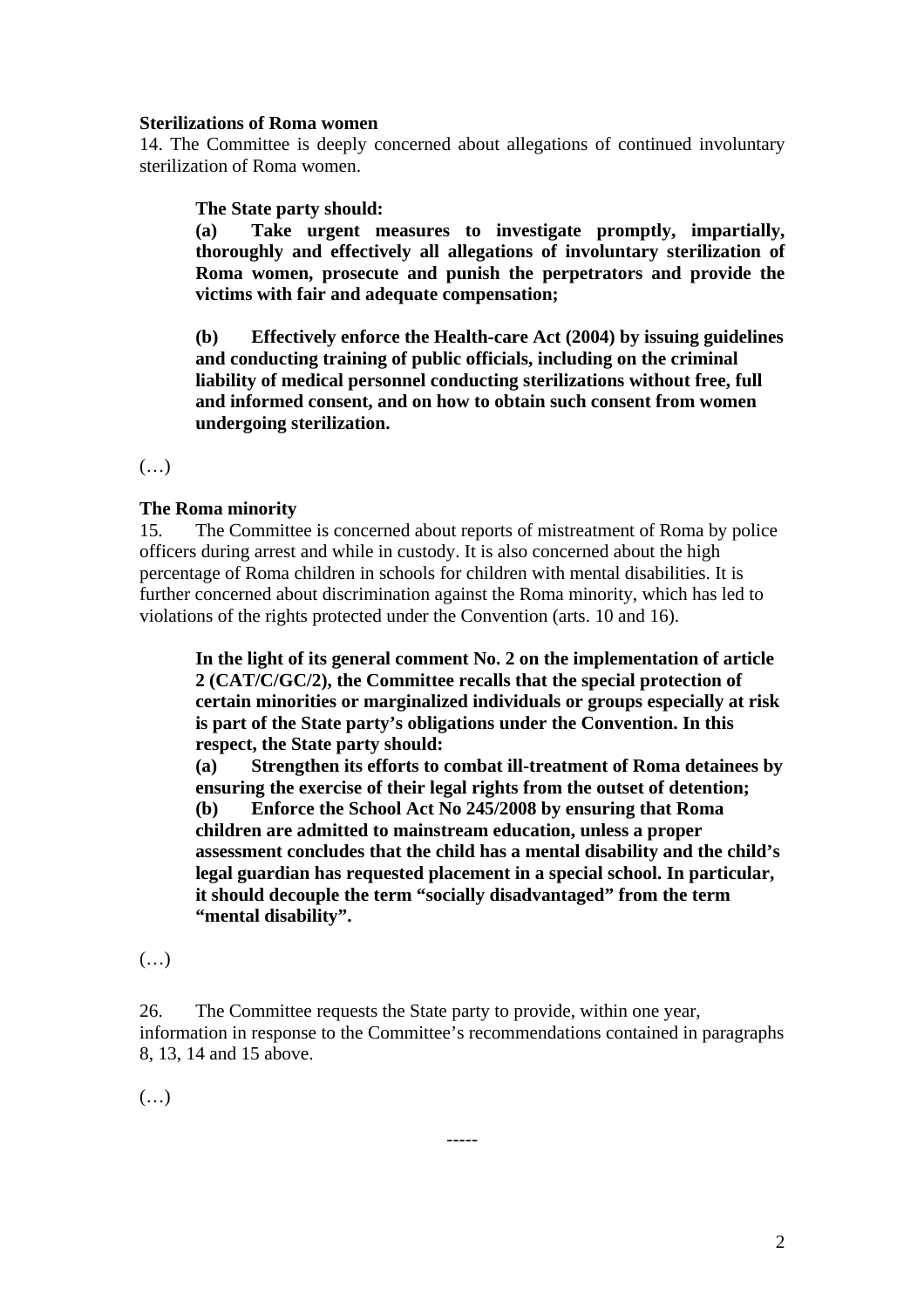**Sterilizations of Roma women**

14. The Committee is deeply concerned about allegations of continued involuntary sterilization of Roma women.

> **The State party should:**
>
> **(a) Take urgent measures to investigate promptly, impartially, thoroughly and effectively all allegations of involuntary sterilization of Roma women, prosecute and punish the perpetrators and provide the victims with fair and adequate compensation;**
>
> **(b) Effectively enforce the Health-care Act (2004) by issuing guidelines and conducting training of public officials, including on the criminal liability of medical personnel conducting sterilizations without free, full and informed consent, and on how to obtain such consent from women undergoing sterilization.**

(…)

**The Roma minority**

15. The Committee is concerned about reports of mistreatment of Roma by police officers during arrest and while in custody. It is also concerned about the high percentage of Roma children in schools for children with mental disabilities. It is further concerned about discrimination against the Roma minority, which has led to violations of the rights protected under the Convention (arts. 10 and 16).

> **In the light of its general comment No. 2 on the implementation of article 2 (CAT/C/GC/2), the Committee recalls that the special protection of certain minorities or marginalized individuals or groups especially at risk is part of the State party's obligations under the Convention. In this respect, the State party should:**
>
> **(a) Strengthen its efforts to combat ill-treatment of Roma detainees by ensuring the exercise of their legal rights from the outset of detention;**
>
> **(b) Enforce the School Act No 245/2008 by ensuring that Roma children are admitted to mainstream education, unless a proper assessment concludes that the child has a mental disability and the child's legal guardian has requested placement in a special school. In particular, it should decouple the term "socially disadvantaged" from the term "mental disability".**

(…)

26. The Committee requests the State party to provide, within one year, information in response to the Committee's recommendations contained in paragraphs 8, 13, 14 and 15 above.

(…)

-----